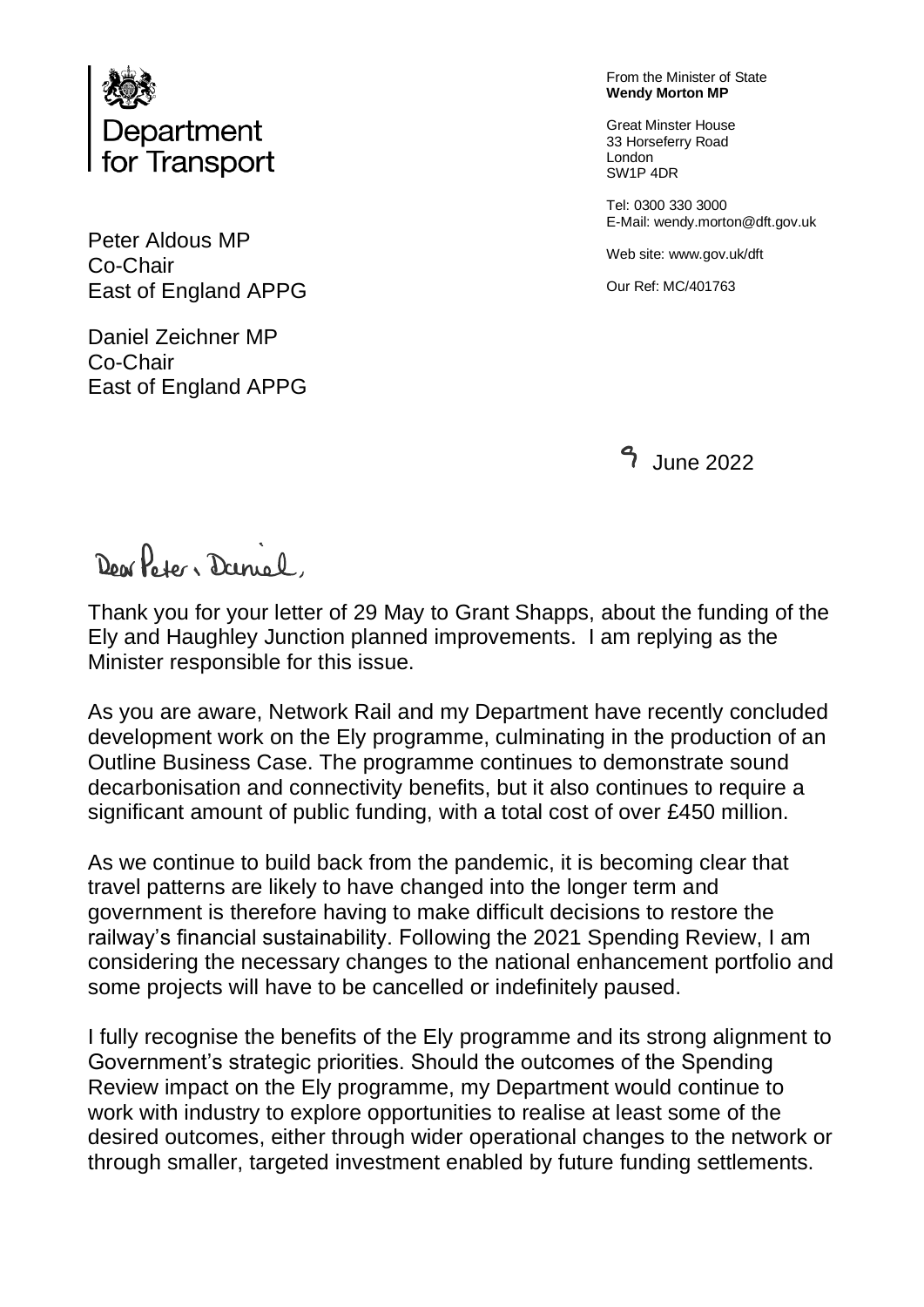Department for Transport

From the Minister of State
**Wendy Morton MP**

Great Minster House
33 Horseferry Road
London
SW1P 4DR

Tel: 0300 330 3000
E-Mail: wendy.morton@dft.gov.uk

Web site: www.gov.uk/dft

Our Ref: MC/401763

Peter Aldous MP
Co-Chair
East of England APPG

Daniel Zeichner MP
Co-Chair
East of England APPG

9 June 2022

Dear Peter, Daniel,

Thank you for your letter of 29 May to Grant Shapps, about the funding of the Ely and Haughley Junction planned improvements. I am replying as the Minister responsible for this issue.

As you are aware, Network Rail and my Department have recently concluded development work on the Ely programme, culminating in the production of an Outline Business Case. The programme continues to demonstrate sound decarbonisation and connectivity benefits, but it also continues to require a significant amount of public funding, with a total cost of over £450 million.

As we continue to build back from the pandemic, it is becoming clear that travel patterns are likely to have changed into the longer term and government is therefore having to make difficult decisions to restore the railway's financial sustainability. Following the 2021 Spending Review, I am considering the necessary changes to the national enhancement portfolio and some projects will have to be cancelled or indefinitely paused.

I fully recognise the benefits of the Ely programme and its strong alignment to Government's strategic priorities. Should the outcomes of the Spending Review impact on the Ely programme, my Department would continue to work with industry to explore opportunities to realise at least some of the desired outcomes, either through wider operational changes to the network or through smaller, targeted investment enabled by future funding settlements.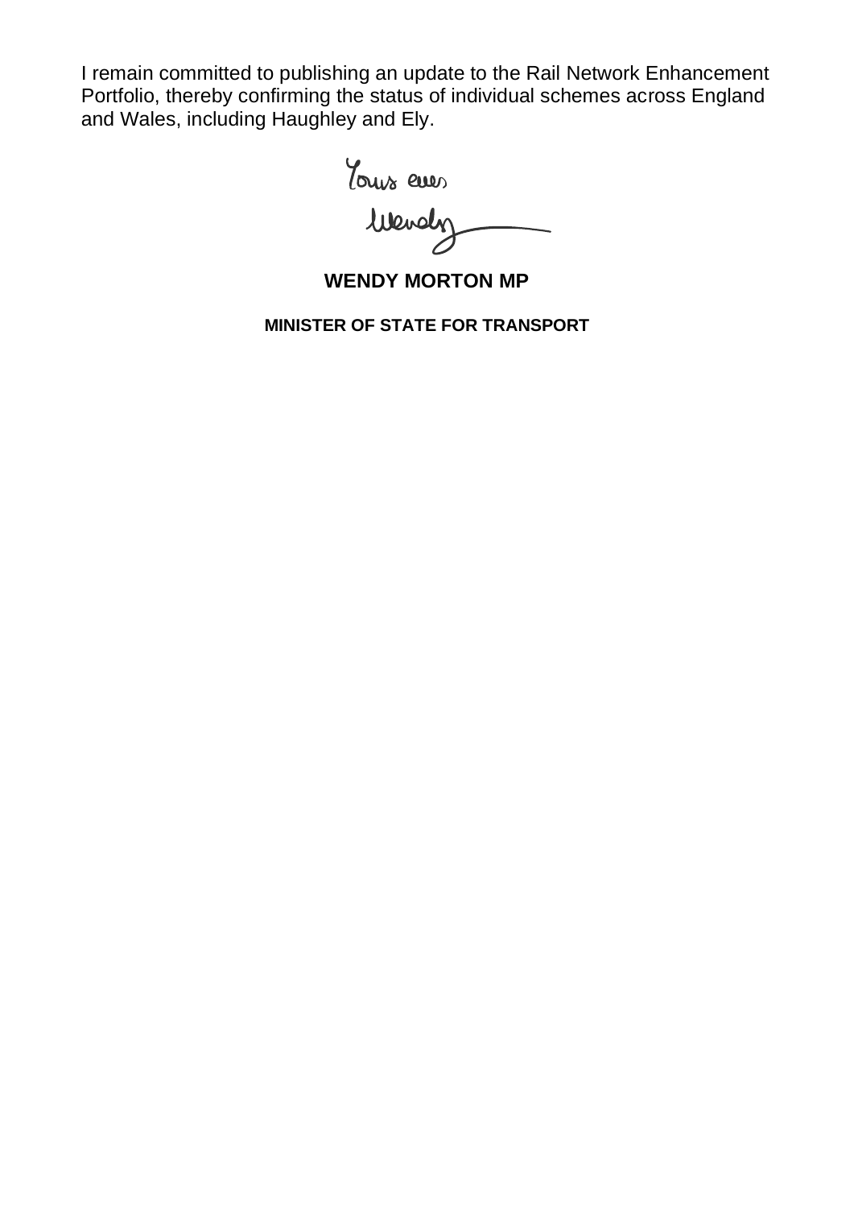I remain committed to publishing an update to the Rail Network Enhancement Portfolio, thereby confirming the status of individual schemes across England and Wales, including Haughley and Ely.

Yours ever
Wendy

**WENDY MORTON MP**

**MINISTER OF STATE FOR TRANSPORT**